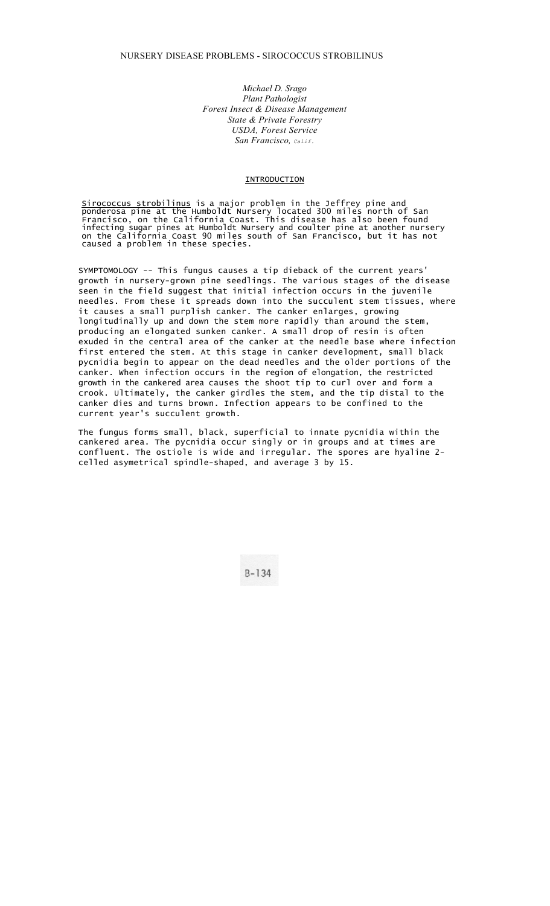# NURSERY DISEASE PROBLEMS - SIROCOCCUS STROBILINUS

*Michael D. Srago*
*Plant Pathologist*
*Forest Insect & Disease Management*
*State & Private Forestry*
*USDA, Forest Service*
*San Francisco, Calif.*

## INTRODUCTION

*Sirococcus strobilinus* is a major problem in the Jeffrey pine and ponderosa pine at the Humboldt Nursery located 300 miles north of San Francisco, on the California Coast. This disease has also been found infecting sugar pines at Humboldt Nursery and coulter pine at another nursery on the California Coast 90 miles south of San Francisco, but it has not caused a problem in these species.

SYMPTOMOLOGY -- This fungus causes a tip dieback of the current years' growth in nursery-grown pine seedlings. The various stages of the disease seen in the field suggest that initial infection occurs in the juvenile needles. From these it spreads down into the succulent stem tissues, where it causes a small purplish canker. The canker enlarges, growing longitudinally up and down the stem more rapidly than around the stem, producing an elongated sunken canker. A small drop of resin is often exuded in the central area of the canker at the needle base where infection first entered the stem. At this stage in canker development, small black pycnidia begin to appear on the dead needles and the older portions of the canker. When infection occurs in the region of elongation, the restricted growth in the cankered area causes the shoot tip to curl over and form a crook. Ultimately, the canker girdles the stem, and the tip distal to the canker dies and turns brown. Infection appears to be confined to the current year's succulent growth.

The fungus forms small, black, superficial to innate pycnidia within the cankered area. The pycnidia occur singly or in groups and at times are confluent. The ostiole is wide and irregular. The spores are hyaline 2-celled asymetrical spindle-shaped, and average 3 by 15.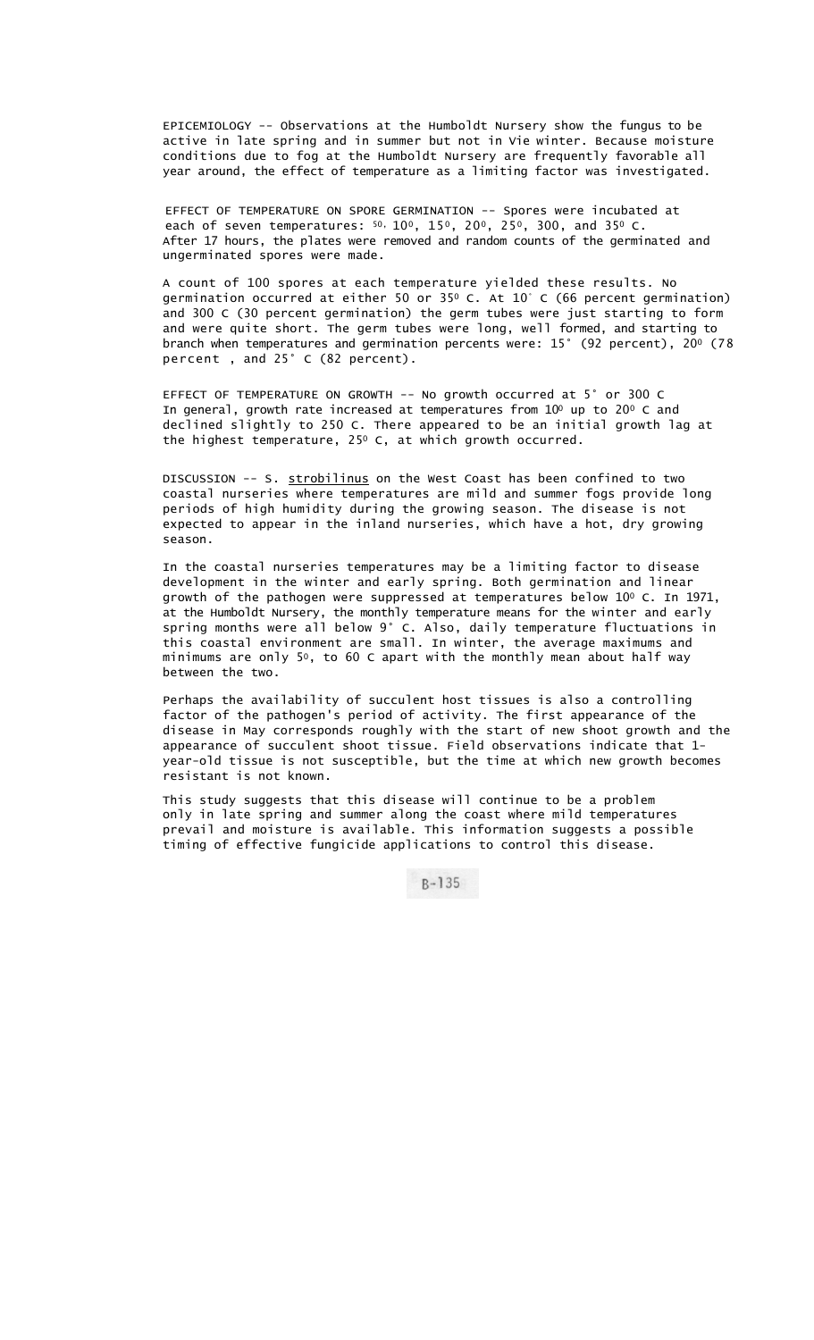EPICEMIOLOGY -- Observations at the Humboldt Nursery show the fungus to be active in late spring and in summer but not in Vie winter. Because moisture conditions due to fog at the Humboldt Nursery are frequently favorable all year around, the effect of temperature as a limiting factor was investigated.

EFFECT OF TEMPERATURE ON SPORE GERMINATION -- Spores were incubated at each of seven temperatures: 5⁰, 10⁰, 15⁰, 20⁰, 25⁰, 300, and 35⁰ C. After 17 hours, the plates were removed and random counts of the germinated and ungerminated spores were made.

A count of 100 spores at each temperature yielded these results. No germination occurred at either 50 or 35⁰ C. At 10˚ C (66 percent germination) and 300 C (30 percent germination) the germ tubes were just starting to form and were quite short. The germ tubes were long, well formed, and starting to branch when temperatures and germination percents were: 15˚ (92 percent), 20⁰ (78 percent , and 25˚ C (82 percent).

EFFECT OF TEMPERATURE ON GROWTH -- No growth occurred at 5˚ or 300 C In general, growth rate increased at temperatures from 10⁰ up to 20⁰ C and declined slightly to 250 C. There appeared to be an initial growth lag at the highest temperature, 25⁰ C, at which growth occurred.

DISCUSSION -- S. strobilinus on the West Coast has been confined to two coastal nurseries where temperatures are mild and summer fogs provide long periods of high humidity during the growing season. The disease is not expected to appear in the inland nurseries, which have a hot, dry growing season.

In the coastal nurseries temperatures may be a limiting factor to disease development in the winter and early spring. Both germination and linear growth of the pathogen were suppressed at temperatures below 10⁰ C. In 1971, at the Humboldt Nursery, the monthly temperature means for the winter and early spring months were all below 9˚ C. Also, daily temperature fluctuations in this coastal environment are small. In winter, the average maximums and minimums are only 5⁰, to 60 C apart with the monthly mean about half way between the two.

Perhaps the availability of succulent host tissues is also a controlling factor of the pathogen's period of activity. The first appearance of the disease in May corresponds roughly with the start of new shoot growth and the appearance of succulent shoot tissue. Field observations indicate that 1-year-old tissue is not susceptible, but the time at which new growth becomes resistant is not known.

This study suggests that this disease will continue to be a problem only in late spring and summer along the coast where mild temperatures prevail and moisture is available. This information suggests a possible timing of effective fungicide applications to control this disease.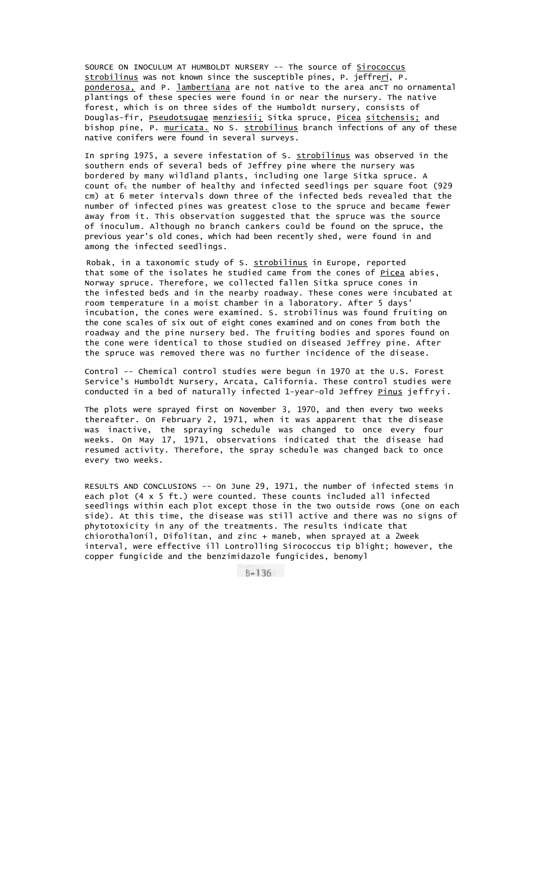SOURCE ON INOCULUM AT HUMBOLDT NURSERY -- The source of Sirococcus strobilinus was not known since the susceptible pines, P. jeffreri, P. ponderosa, and P. lambertiana are not native to the area ancT no ornamental plantings of these species were found in or near the nursery. The native forest, which is on three sides of the Humboldt nursery, consists of Douglas-fir, Pseudotsugae menziesii; Sitka spruce, Picea sitchensis; and bishop pine, P. muricata. No S. strobilinus branch infections of any of these native conifers were found in several surveys.

In spring 1975, a severe infestation of S. strobilinus was observed in the southern ends of several beds of Jeffrey pine where the nursery was bordered by many wildland plants, including one large Sitka spruce. A count of the number of healthy and infected seedlings per square foot (929 cm) at 6 meter intervals down three of the infected beds revealed that the number of infected pines was greatest close to the spruce and became fewer away from it. This observation suggested that the spruce was the source of inoculum. Although no branch cankers could be found on the spruce, the previous year's old cones, which had been recently shed, were found in and among the infected seedlings.

Robak, in a taxonomic study of S. strobilinus in Europe, reported that some of the isolates he studied came from the cones of Picea abies, Norway spruce. Therefore, we collected fallen Sitka spruce cones in the infested beds and in the nearby roadway. These cones were incubated at room temperature in a moist chamber in a laboratory. After 5 days' incubation, the cones were examined. S. strobilinus was found fruiting on the cone scales of six out of eight cones examined and on cones from both the roadway and the pine nursery bed. The fruiting bodies and spores found on the cone were identical to those studied on diseased Jeffrey pine. After the spruce was removed there was no further incidence of the disease.

Control -- Chemical control studies were begun in 1970 at the U.S. Forest Service's Humboldt Nursery, Arcata, California. These control studies were conducted in a bed of naturally infected 1-year-old Jeffrey Pinus jeffryi.

The plots were sprayed first on November 3, 1970, and then every two weeks thereafter. On February 2, 1971, when it was apparent that the disease was inactive, the spraying schedule was changed to once every four weeks. On May 17, 1971, observations indicated that the disease had resumed activity. Therefore, the spray schedule was changed back to once every two weeks.

RESULTS AND CONCLUSIONS -- On June 29, 1971, the number of infected stems in each plot (4 x 5 ft.) were counted. These counts included all infected seedlings within each plot except those in the two outside rows (one on each side). At this time, the disease was still active and there was no signs of phytotoxicity in any of the treatments. The results indicate that chiorothalonil, Difolitan, and zinc + maneb, when sprayed at a 2week interval, were effective ill Lontrolling Sirococcus tip blight; however, the copper fungicide and the benzimidazole fungicides, benomyl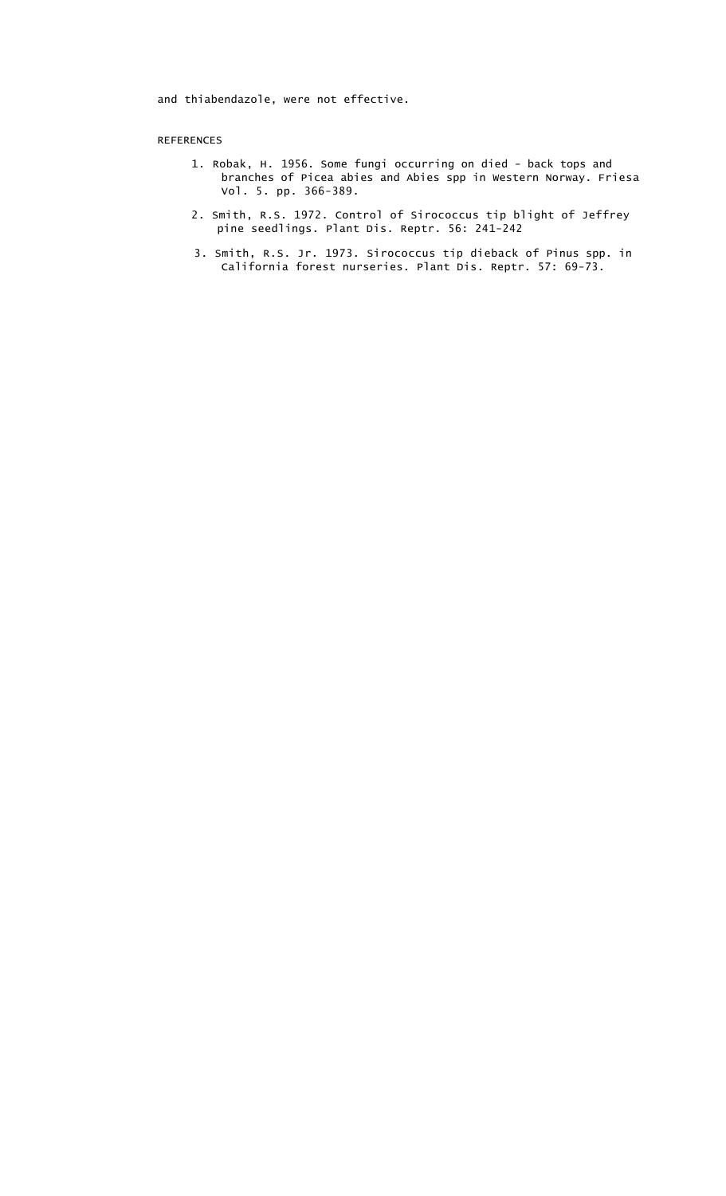and thiabendazole, were not effective.

## REFERENCES

1. Robak, H. 1956. Some fungi occurring on died - back tops and branches of Picea abies and Abies spp in Western Norway. Friesa Vol. 5. pp. 366-389.

2. Smith, R.S. 1972. Control of Sirococcus tip blight of Jeffrey pine seedlings. Plant Dis. Reptr. 56: 241-242

3. Smith, R.S. Jr. 1973. Sirococcus tip dieback of Pinus spp. in California forest nurseries. Plant Dis. Reptr. 57: 69-73.